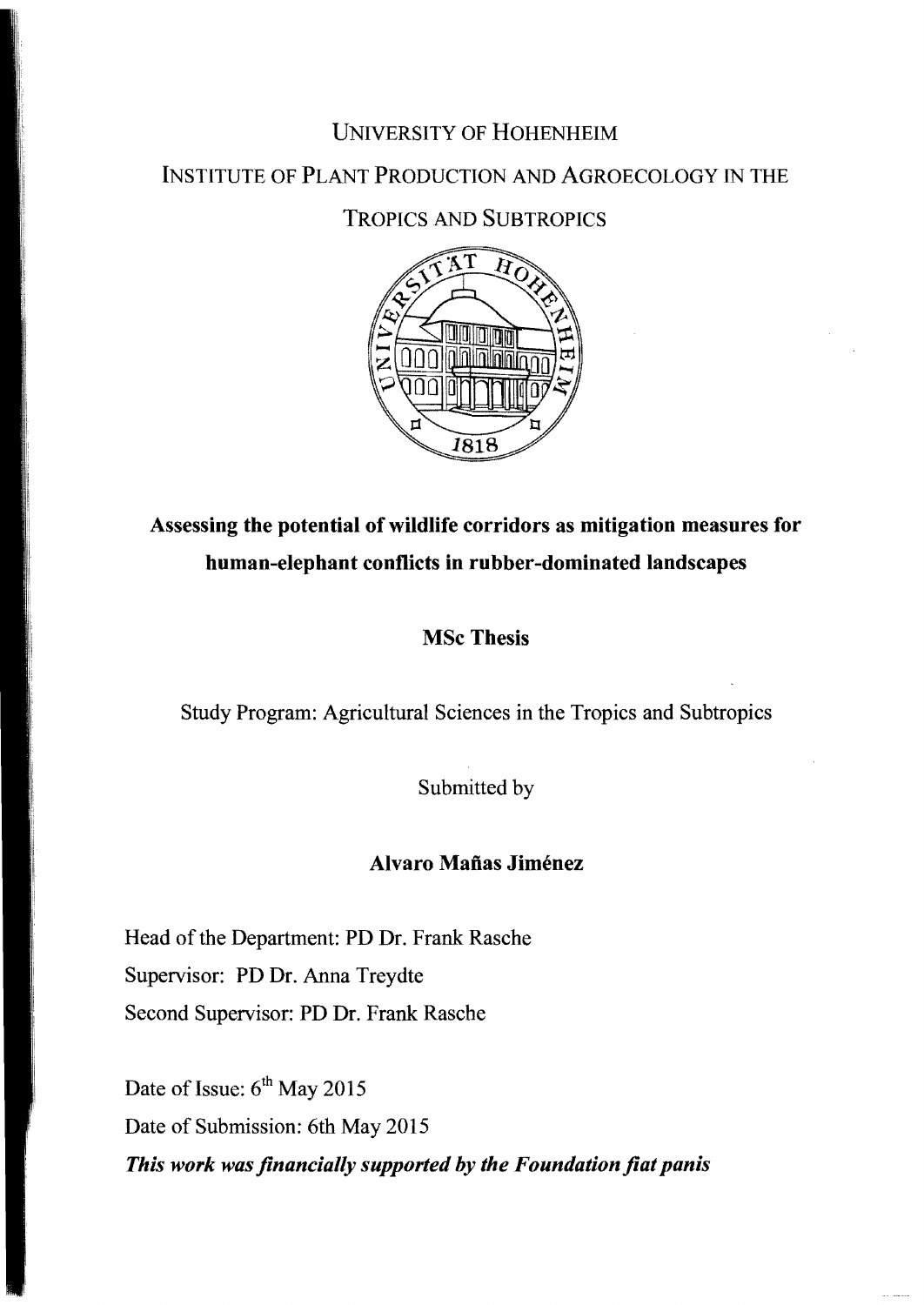UNIVERSITY OF HOHENHEIM

INSTITUTE OF PLANT PRODUCTION AND AGROECOLOGY IN THE TROPICS AND SUBTROPICS

# Assessing the potential of wildlife corridors as mitigation measures for human-elephant conflicts in rubber-dominated landscapes

**MSc Thesis**

Study Program: Agricultural Sciences in the Tropics and Subtropics

Submitted by

**Alvaro Mañas Jiménez**

Head of the Department: PD Dr. Frank Rasche

Supervisor: PD Dr. Anna Treydte

Second Supervisor: PD Dr. Frank Rasche

Date of Issue: 6th May 2015

Date of Submission: 6th May 2015

***This work was financially supported by the Foundation fiat panis***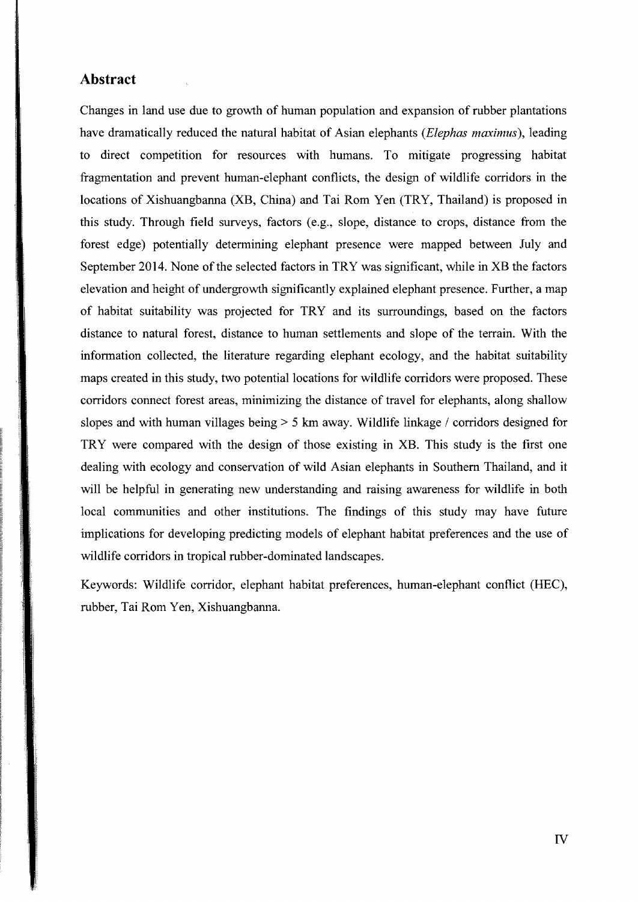## Abstract

Changes in land use due to growth of human population and expansion of rubber plantations have dramatically reduced the natural habitat of Asian elephants (*Elephas maximus*), leading to direct competition for resources with humans. To mitigate progressing habitat fragmentation and prevent human-elephant conflicts, the design of wildlife corridors in the locations of Xishuangbanna (XB, China) and Tai Rom Yen (TRY, Thailand) is proposed in this study. Through field surveys, factors (e.g., slope, distance to crops, distance from the forest edge) potentially determining elephant presence were mapped between July and September 2014. None of the selected factors in TRY was significant, while in XB the factors elevation and height of undergrowth significantly explained elephant presence. Further, a map of habitat suitability was projected for TRY and its surroundings, based on the factors distance to natural forest, distance to human settlements and slope of the terrain. With the information collected, the literature regarding elephant ecology, and the habitat suitability maps created in this study, two potential locations for wildlife corridors were proposed. These corridors connect forest areas, minimizing the distance of travel for elephants, along shallow slopes and with human villages being > 5 km away. Wildlife linkage / corridors designed for TRY were compared with the design of those existing in XB. This study is the first one dealing with ecology and conservation of wild Asian elephants in Southern Thailand, and it will be helpful in generating new understanding and raising awareness for wildlife in both local communities and other institutions. The findings of this study may have future implications for developing predicting models of elephant habitat preferences and the use of wildlife corridors in tropical rubber-dominated landscapes.

Keywords: Wildlife corridor, elephant habitat preferences, human-elephant conflict (HEC), rubber, Tai Rom Yen, Xishuangbanna.